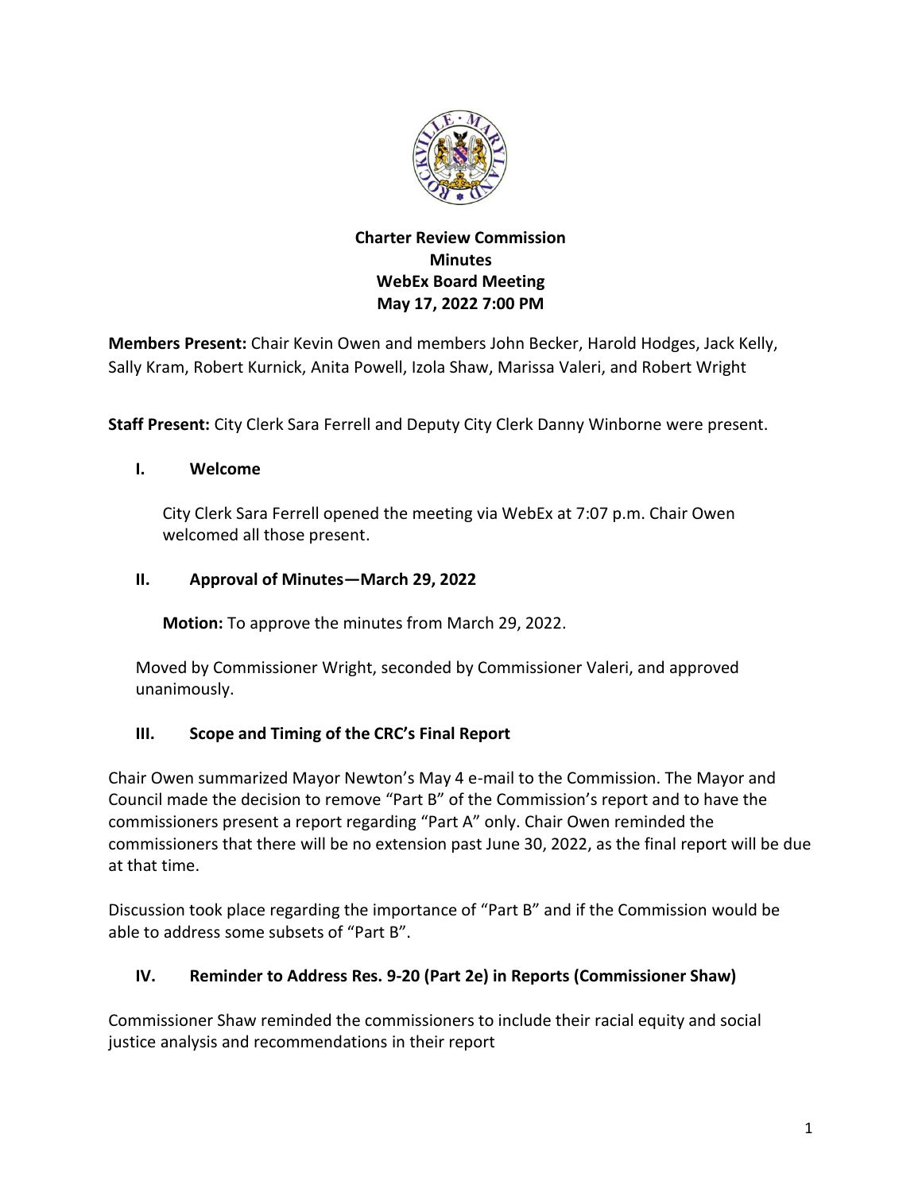**Charter Review Commission**
**Minutes**
**WebEx Board Meeting**
**May 17, 2022 7:00 PM**

**Members Present:** Chair Kevin Owen and members John Becker, Harold Hodges, Jack Kelly, Sally Kram, Robert Kurnick, Anita Powell, Izola Shaw, Marissa Valeri, and Robert Wright

**Staff Present:** City Clerk Sara Ferrell and Deputy City Clerk Danny Winborne were present.

## I. Welcome

City Clerk Sara Ferrell opened the meeting via WebEx at 7:07 p.m. Chair Owen welcomed all those present.

## II. Approval of Minutes—March 29, 2022

**Motion:** To approve the minutes from March 29, 2022.

Moved by Commissioner Wright, seconded by Commissioner Valeri, and approved unanimously.

## III. Scope and Timing of the CRC's Final Report

Chair Owen summarized Mayor Newton's May 4 e-mail to the Commission. The Mayor and Council made the decision to remove "Part B" of the Commission's report and to have the commissioners present a report regarding "Part A" only. Chair Owen reminded the commissioners that there will be no extension past June 30, 2022, as the final report will be due at that time.

Discussion took place regarding the importance of "Part B" and if the Commission would be able to address some subsets of "Part B".

## IV. Reminder to Address Res. 9-20 (Part 2e) in Reports (Commissioner Shaw)

Commissioner Shaw reminded the commissioners to include their racial equity and social justice analysis and recommendations in their report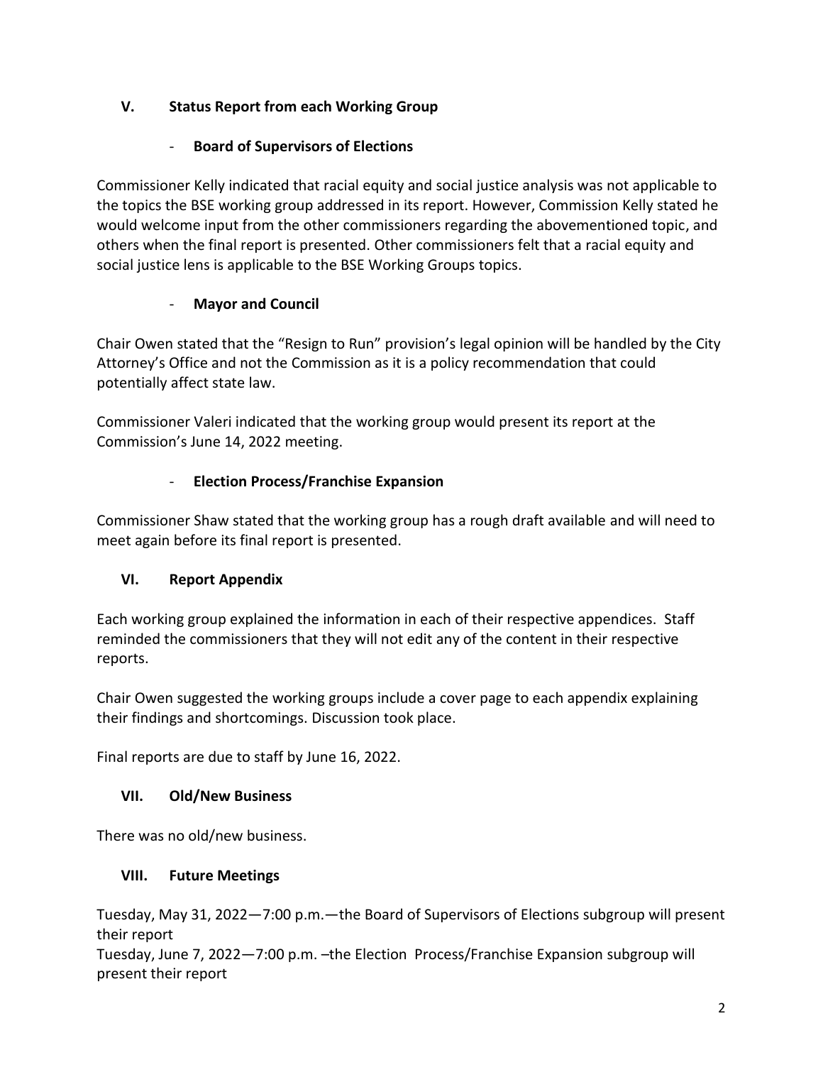## V. Status Report from each Working Group

### - Board of Supervisors of Elections

Commissioner Kelly indicated that racial equity and social justice analysis was not applicable to the topics the BSE working group addressed in its report. However, Commission Kelly stated he would welcome input from the other commissioners regarding the abovementioned topic, and others when the final report is presented. Other commissioners felt that a racial equity and social justice lens is applicable to the BSE Working Groups topics.

### - Mayor and Council

Chair Owen stated that the "Resign to Run" provision's legal opinion will be handled by the City Attorney's Office and not the Commission as it is a policy recommendation that could potentially affect state law.

Commissioner Valeri indicated that the working group would present its report at the Commission's June 14, 2022 meeting.

### - Election Process/Franchise Expansion

Commissioner Shaw stated that the working group has a rough draft available and will need to meet again before its final report is presented.

## VI. Report Appendix

Each working group explained the information in each of their respective appendices. Staff reminded the commissioners that they will not edit any of the content in their respective reports.

Chair Owen suggested the working groups include a cover page to each appendix explaining their findings and shortcomings. Discussion took place.

Final reports are due to staff by June 16, 2022.

## VII. Old/New Business

There was no old/new business.

## VIII. Future Meetings

Tuesday, May 31, 2022—7:00 p.m.—the Board of Supervisors of Elections subgroup will present their report

Tuesday, June 7, 2022—7:00 p.m. –the Election Process/Franchise Expansion subgroup will present their report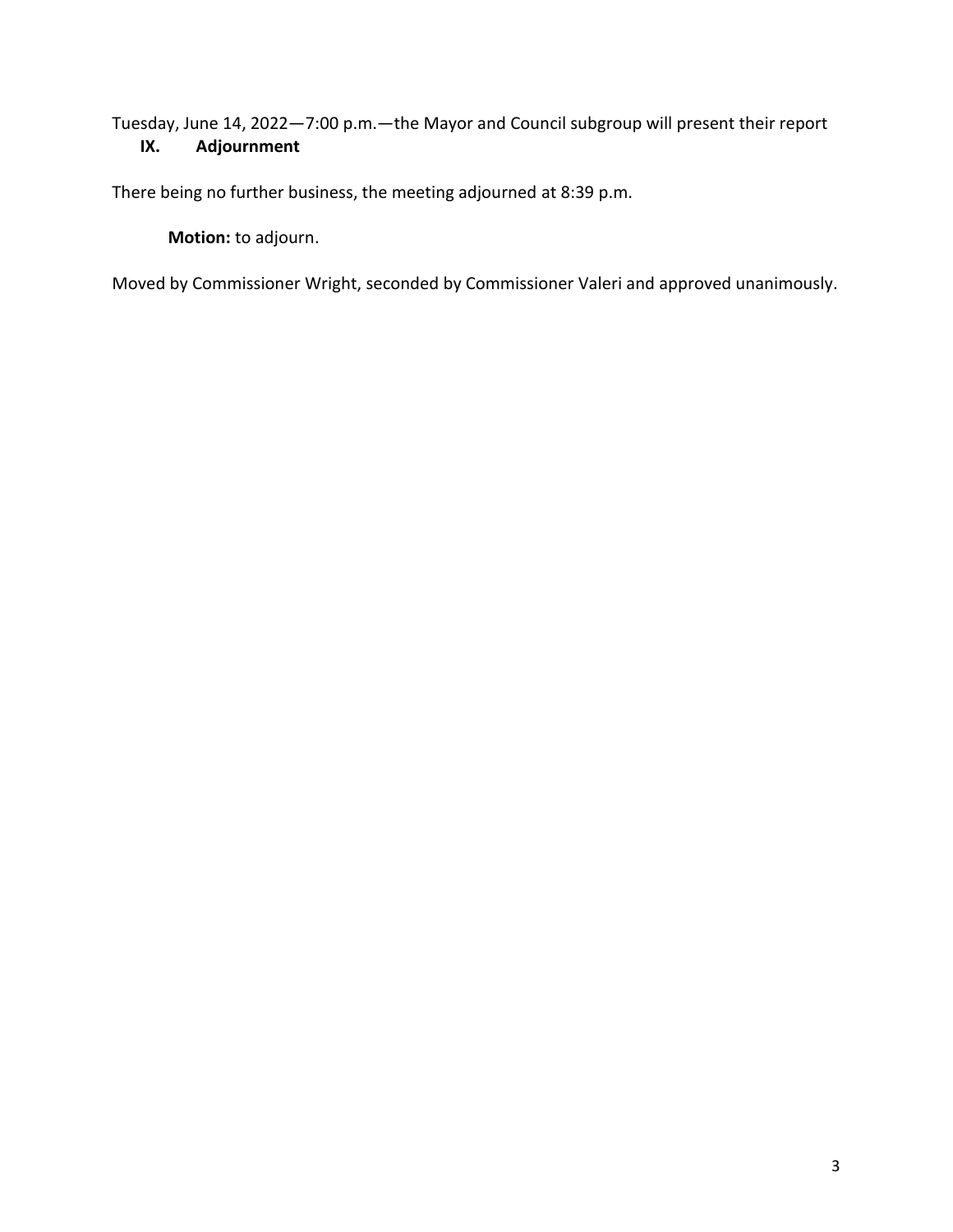Tuesday, June 14, 2022—7:00 p.m.—the Mayor and Council subgroup will present their report

## IX. Adjournment

There being no further business, the meeting adjourned at 8:39 p.m.

**Motion:** to adjourn.

Moved by Commissioner Wright, seconded by Commissioner Valeri and approved unanimously.